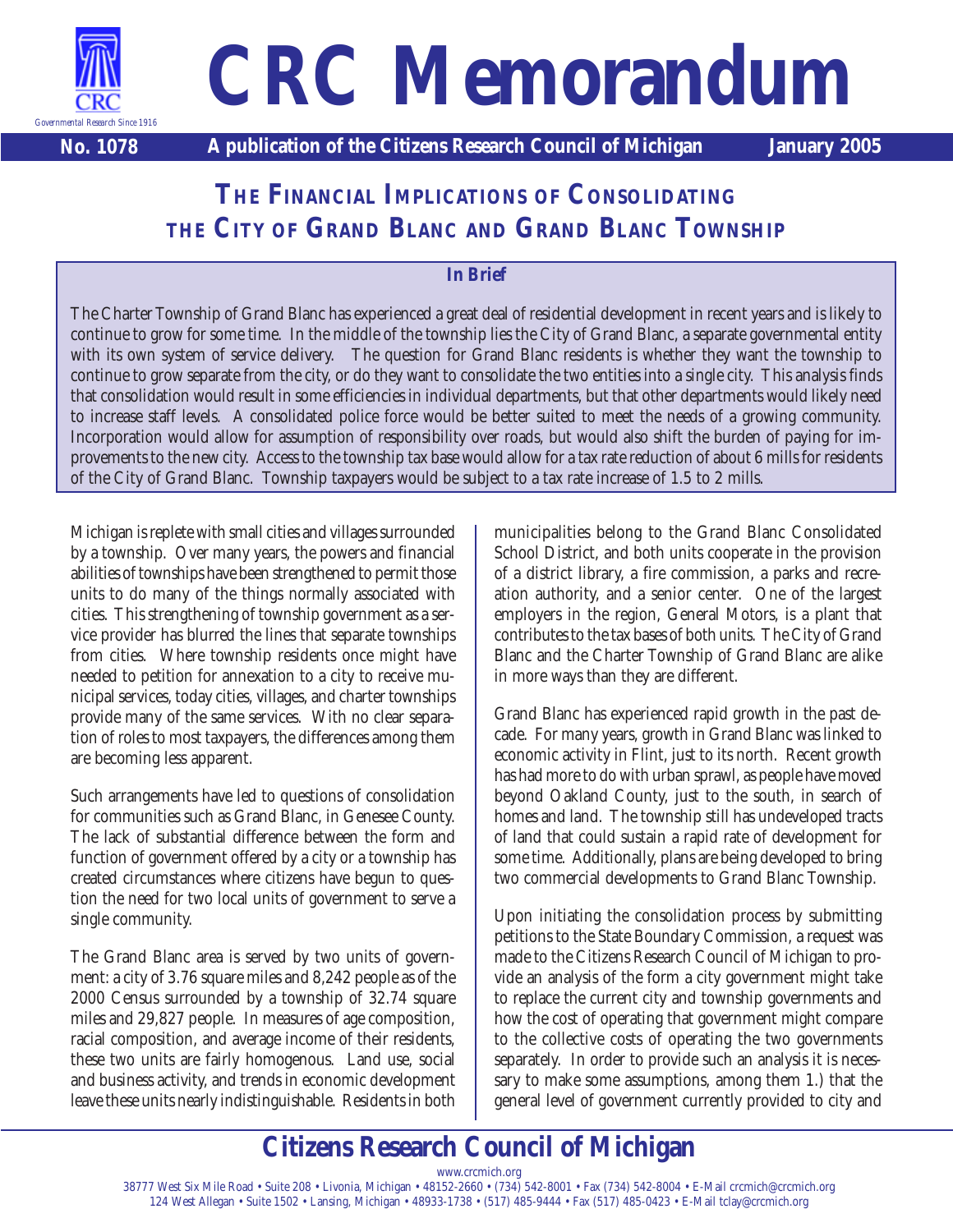# CRC Memorandum

**No. 1078** **A publication of the Citizens Research Council of Michigan** **January 2005**

## The Financial Implications of Consolidating the City of Grand Blanc and Grand Blanc Township

### In Brief

The Charter Township of Grand Blanc has experienced a great deal of residential development in recent years and is likely to continue to grow for some time. In the middle of the township lies the City of Grand Blanc, a separate governmental entity with its own system of service delivery. The question for Grand Blanc residents is whether they want the township to continue to grow separate from the city, or do they want to consolidate the two entities into a single city. This analysis finds that consolidation would result in some efficiencies in individual departments, but that other departments would likely need to increase staff levels. A consolidated police force would be better suited to meet the needs of a growing community. Incorporation would allow for assumption of responsibility over roads, but would also shift the burden of paying for improvements to the new city. Access to the township tax base would allow for a tax rate reduction of about 6 mills for residents of the City of Grand Blanc. Township taxpayers would be subject to a tax rate increase of 1.5 to 2 mills.

Michigan is replete with small cities and villages surrounded by a township. Over many years, the powers and financial abilities of townships have been strengthened to permit those units to do many of the things normally associated with cities. This strengthening of township government as a service provider has blurred the lines that separate townships from cities. Where township residents once might have needed to petition for annexation to a city to receive municipal services, today cities, villages, and charter townships provide many of the same services. With no clear separation of roles to most taxpayers, the differences among them are becoming less apparent.

Such arrangements have led to questions of consolidation for communities such as Grand Blanc, in Genesee County. The lack of substantial difference between the form and function of government offered by a city or a township has created circumstances where citizens have begun to question the need for two local units of government to serve a single community.

The Grand Blanc area is served by two units of government: a city of 3.76 square miles and 8,242 people as of the 2000 Census surrounded by a township of 32.74 square miles and 29,827 people. In measures of age composition, racial composition, and average income of their residents, these two units are fairly homogenous. Land use, social and business activity, and trends in economic development leave these units nearly indistinguishable. Residents in both municipalities belong to the Grand Blanc Consolidated School District, and both units cooperate in the provision of a district library, a fire commission, a parks and recreation authority, and a senior center. One of the largest employers in the region, General Motors, is a plant that contributes to the tax bases of both units. The City of Grand Blanc and the Charter Township of Grand Blanc are alike in more ways than they are different.

Grand Blanc has experienced rapid growth in the past decade. For many years, growth in Grand Blanc was linked to economic activity in Flint, just to its north. Recent growth has had more to do with urban sprawl, as people have moved beyond Oakland County, just to the south, in search of homes and land. The township still has undeveloped tracts of land that could sustain a rapid rate of development for some time. Additionally, plans are being developed to bring two commercial developments to Grand Blanc Township.

Upon initiating the consolidation process by submitting petitions to the State Boundary Commission, a request was made to the Citizens Research Council of Michigan to provide an analysis of the form a city government might take to replace the current city and township governments and how the cost of operating that government might compare to the collective costs of operating the two governments separately. In order to provide such an analysis it is necessary to make some assumptions, among them 1.) that the general level of government currently provided to city and

**Citizens Research Council of Michigan**

www.crcmich.org

38777 West Six Mile Road • Suite 208 • Livonia, Michigan • 48152-2660 • (734) 542-8001 • Fax (734) 542-8004 • E-Mail crcmich@crcmich.org

124 West Allegan • Suite 1502 • Lansing, Michigan • 48933-1738 • (517) 485-9444 • Fax (517) 485-0423 • E-Mail tclay@crcmich.org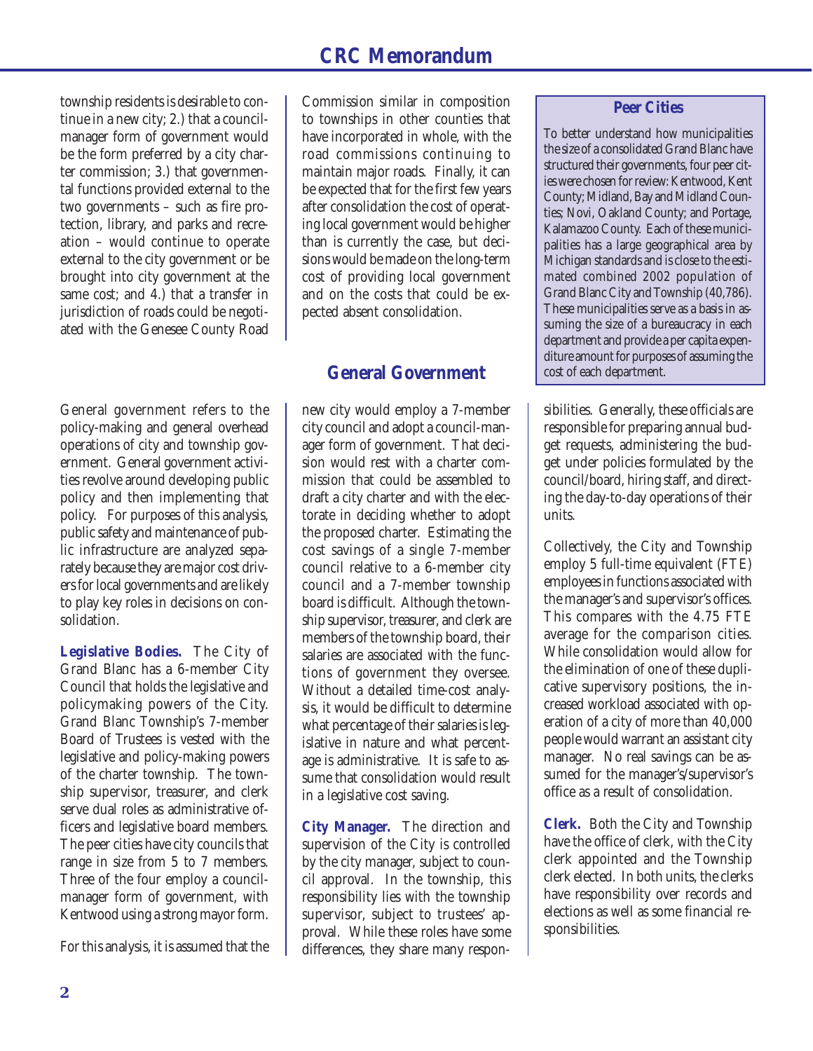township residents is desirable to continue in a new city; 2.) that a council-manager form of government would be the form preferred by a city charter commission; 3.) that governmental functions provided external to the two governments – such as fire protection, library, and parks and recreation – would continue to operate external to the city government or be brought into city government at the same cost; and 4.) that a transfer in jurisdiction of roads could be negotiated with the Genesee County Road Commission similar in composition to townships in other counties that have incorporated in whole, with the road commissions continuing to maintain major roads. Finally, it can be expected that for the first few years after consolidation the cost of operating local government would be higher than is currently the case, but decisions would be made on the long-term cost of providing local government and on the costs that could be expected absent consolidation.

> **Peer Cities**
>
> To better understand how municipalities the size of a consolidated Grand Blanc have structured their governments, four peer cities were chosen for review: Kentwood, Kent County; Midland, Bay and Midland Counties; Novi, Oakland County; and Portage, Kalamazoo County. Each of these municipalities has a large geographical area by Michigan standards and is close to the estimated combined 2002 population of Grand Blanc City and Township (40,786). These municipalities serve as a basis in assuming the size of a bureaucracy in each department and provide a per capita expenditure amount for purposes of assuming the cost of each department.

## General Government

General government refers to the policy-making and general overhead operations of city and township government. General government activities revolve around developing public policy and then implementing that policy. For purposes of this analysis, public safety and maintenance of public infrastructure are analyzed separately because they are major cost drivers for local governments and are likely to play key roles in decisions on consolidation.

**Legislative Bodies.** The City of Grand Blanc has a 6-member City Council that holds the legislative and policymaking powers of the City. Grand Blanc Township's 7-member Board of Trustees is vested with the legislative and policy-making powers of the charter township. The township supervisor, treasurer, and clerk serve dual roles as administrative officers and legislative board members. The peer cities have city councils that range in size from 5 to 7 members. Three of the four employ a council-manager form of government, with Kentwood using a strong mayor form.

For this analysis, it is assumed that the new city would employ a 7-member city council and adopt a council-manager form of government. That decision would rest with a charter commission that could be assembled to draft a city charter and with the electorate in deciding whether to adopt the proposed charter. Estimating the cost savings of a single 7-member council relative to a 6-member city council and a 7-member township board is difficult. Although the township supervisor, treasurer, and clerk are members of the township board, their salaries are associated with the functions of government they oversee. Without a detailed time-cost analysis, it would be difficult to determine what percentage of their salaries is legislative in nature and what percentage is administrative. It is safe to assume that consolidation would result in a legislative cost saving.

**City Manager.** The direction and supervision of the City is controlled by the city manager, subject to council approval. In the township, this responsibility lies with the township supervisor, subject to trustees' approval. While these roles have some differences, they share many responsibilities. Generally, these officials are responsible for preparing annual budget requests, administering the budget under policies formulated by the council/board, hiring staff, and directing the day-to-day operations of their units.

Collectively, the City and Township employ 5 full-time equivalent (FTE) employees in functions associated with the manager's and supervisor's offices. This compares with the 4.75 FTE average for the comparison cities. While consolidation would allow for the elimination of one of these duplicative supervisory positions, the increased workload associated with operation of a city of more than 40,000 people would warrant an assistant city manager. No real savings can be assumed for the manager's/supervisor's office as a result of consolidation.

**Clerk.** Both the City and Township have the office of clerk, with the City clerk appointed and the Township clerk elected. In both units, the clerks have responsibility over records and elections as well as some financial responsibilities.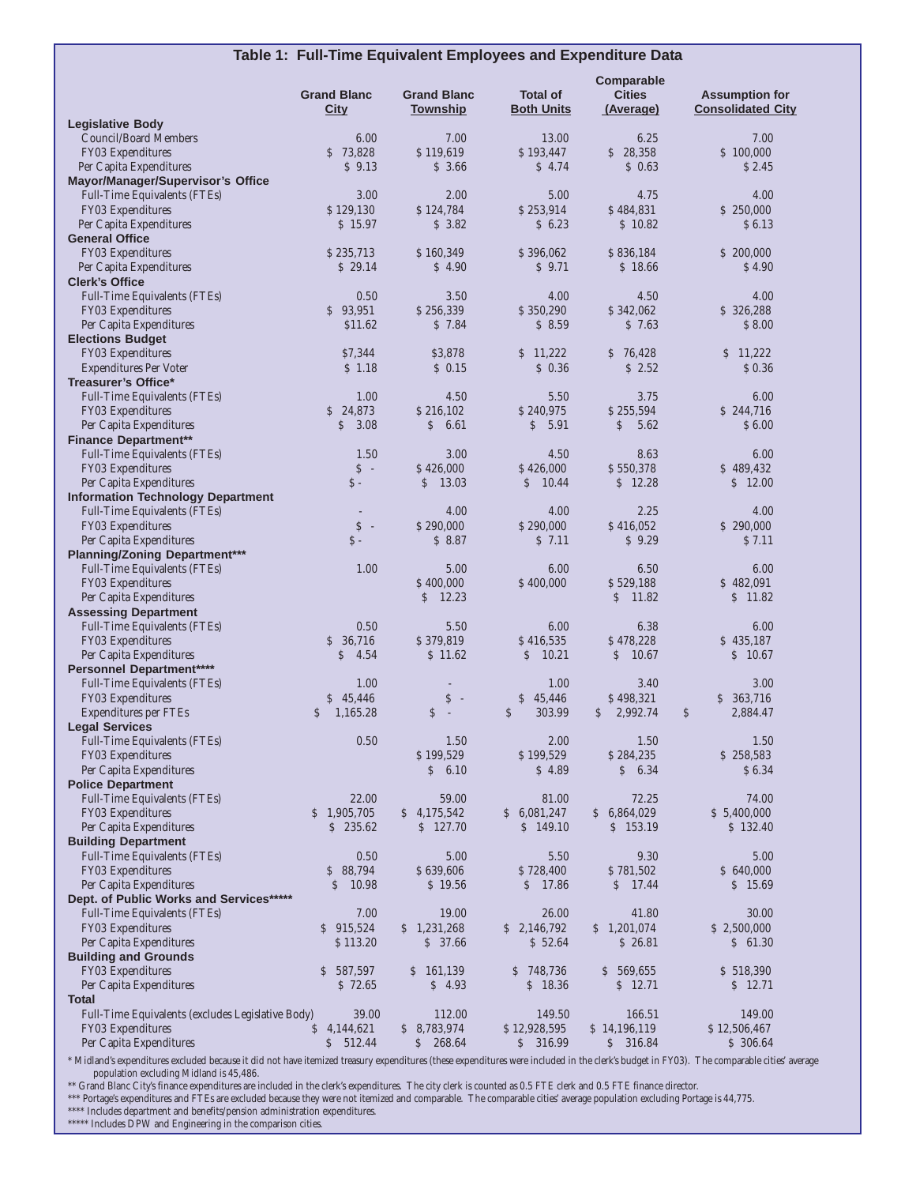## Table 1: Full-Time Equivalent Employees and Expenditure Data

| | Grand Blanc City | Grand Blanc Township | Total of Both Units | Comparable Cities (Average) | Assumption for Consolidated City |
|---|---|---|---|---|---|
| **Legislative Body** | | | | | |
| Council/Board Members | 6.00 | 7.00 | 13.00 | 6.25 | 7.00 |
| FY03 Expenditures | $ 73,828 | $ 119,619 | $ 193,447 | $ 28,358 | $ 100,000 |
| Per Capita Expenditures | $ 9.13 | $ 3.66 | $ 4.74 | $ 0.63 | $ 2.45 |
| **Mayor/Manager/Supervisor's Office** | | | | | |
| Full-Time Equivalents (FTEs) | 3.00 | 2.00 | 5.00 | 4.75 | 4.00 |
| FY03 Expenditures | $ 129,130 | $ 124,784 | $ 253,914 | $ 484,831 | $ 250,000 |
| Per Capita Expenditures | $ 15.97 | $ 3.82 | $ 6.23 | $ 10.82 | $ 6.13 |
| **General Office** | | | | | |
| FY03 Expenditures | $ 235,713 | $ 160,349 | $ 396,062 | $ 836,184 | $ 200,000 |
| Per Capita Expenditures | $ 29.14 | $ 4.90 | $ 9.71 | $ 18.66 | $ 4.90 |
| **Clerk's Office** | | | | | |
| Full-Time Equivalents (FTEs) | 0.50 | 3.50 | 4.00 | 4.50 | 4.00 |
| FY03 Expenditures | $ 93,951 | $ 256,339 | $ 350,290 | $ 342,062 | $ 326,288 |
| Per Capita Expenditures | $11.62 | $ 7.84 | $ 8.59 | $ 7.63 | $ 8.00 |
| **Elections Budget** | | | | | |
| FY03 Expenditures | $7,344 | $3,878 | $ 11,222 | $ 76,428 | $ 11,222 |
| Expenditures Per Voter | $ 1.18 | $ 0.15 | $ 0.36 | $ 2.52 | $ 0.36 |
| **Treasurer's Office*** | | | | | |
| Full-Time Equivalents (FTEs) | 1.00 | 4.50 | 5.50 | 3.75 | 6.00 |
| FY03 Expenditures | $ 24,873 | $ 216,102 | $ 240,975 | $ 255,594 | $ 244,716 |
| Per Capita Expenditures | $ 3.08 | $ 6.61 | $ 5.91 | $ 5.62 | $ 6.00 |
| **Finance Department**** | | | | | |
| Full-Time Equivalents (FTEs) | 1.50 | 3.00 | 4.50 | 8.63 | 6.00 |
| FY03 Expenditures | $ - | $ 426,000 | $ 426,000 | $ 550,378 | $ 489,432 |
| Per Capita Expenditures | $ - | $ 13.03 | $ 10.44 | $ 12.28 | $ 12.00 |
| **Information Technology Department** | | | | | |
| Full-Time Equivalents (FTEs) | - | 4.00 | 4.00 | 2.25 | 4.00 |
| FY03 Expenditures | $ - | $ 290,000 | $ 290,000 | $ 416,052 | $ 290,000 |
| Per Capita Expenditures | $ - | $ 8.87 | $ 7.11 | $ 9.29 | $ 7.11 |
| **Planning/Zoning Department***** | | | | | |
| Full-Time Equivalents (FTEs) | 1.00 | 5.00 | 6.00 | 6.50 | 6.00 |
| FY03 Expenditures | | $ 400,000 | $ 400,000 | $ 529,188 | $ 482,091 |
| Per Capita Expenditures | | $ 12.23 | | $ 11.82 | $ 11.82 |
| **Assessing Department** | | | | | |
| Full-Time Equivalents (FTEs) | 0.50 | 5.50 | 6.00 | 6.38 | 6.00 |
| FY03 Expenditures | $ 36,716 | $ 379,819 | $ 416,535 | $ 478,228 | $ 435,187 |
| Per Capita Expenditures | $ 4.54 | $ 11.62 | $ 10.21 | $ 10.67 | $ 10.67 |
| **Personnel Department****** | | | | | |
| Full-Time Equivalents (FTEs) | 1.00 | - | 1.00 | 3.40 | 3.00 |
| FY03 Expenditures | $ 45,446 | $ - | $ 45,446 | $ 498,321 | $ 363,716 |
| Expenditures per FTEs | $ 1,165.28 | $ - | $ 303.99 | $ 2,992.74 | $ 2,884.47 |
| **Legal Services** | | | | | |
| Full-Time Equivalents (FTEs) | 0.50 | 1.50 | 2.00 | 1.50 | 1.50 |
| FY03 Expenditures | | $ 199,529 | $ 199,529 | $ 284,235 | $ 258,583 |
| Per Capita Expenditures | | $ 6.10 | $ 4.89 | $ 6.34 | $ 6.34 |
| **Police Department** | | | | | |
| Full-Time Equivalents (FTEs) | 22.00 | 59.00 | 81.00 | 72.25 | 74.00 |
| FY03 Expenditures | $ 1,905,705 | $ 4,175,542 | $ 6,081,247 | $ 6,864,029 | $ 5,400,000 |
| Per Capita Expenditures | $ 235.62 | $ 127.70 | $ 149.10 | $ 153.19 | $ 132.40 |
| **Building Department** | | | | | |
| Full-Time Equivalents (FTEs) | 0.50 | 5.00 | 5.50 | 9.30 | 5.00 |
| FY03 Expenditures | $ 88,794 | $ 639,606 | $ 728,400 | $ 781,502 | $ 640,000 |
| Per Capita Expenditures | $ 10.98 | $ 19.56 | $ 17.86 | $ 17.44 | $ 15.69 |
| **Dept. of Public Works and Services******* | | | | | |
| Full-Time Equivalents (FTEs) | 7.00 | 19.00 | 26.00 | 41.80 | 30.00 |
| FY03 Expenditures | $ 915,524 | $ 1,231,268 | $ 2,146,792 | $ 1,201,074 | $ 2,500,000 |
| Per Capita Expenditures | $ 113.20 | $ 37.66 | $ 52.64 | $ 26.81 | $ 61.30 |
| **Building and Grounds** | | | | | |
| FY03 Expenditures | $ 587,597 | $ 161,139 | $ 748,736 | $ 569,655 | $ 518,390 |
| Per Capita Expenditures | $ 72.65 | $ 4.93 | $ 18.36 | $ 12.71 | $ 12.71 |
| **Total** | | | | | |
| Full-Time Equivalents (excludes Legislative Body) | 39.00 | 112.00 | 149.50 | 166.51 | 149.00 |
| FY03 Expenditures | $ 4,144,621 | $ 8,783,974 | $ 12,928,595 | $ 14,196,119 | $ 12,506,467 |
| Per Capita Expenditures | $ 512.44 | $ 268.64 | $ 316.99 | $ 316.84 | $ 306.64 |

* Midland's expenditures excluded because it did not have itemized treasury expenditures (these expenditures were included in the clerk's budget in FY03). The comparable cities' average population excluding Midland is 45,486.

** Grand Blanc City's finance expenditures are included in the clerk's expenditures. The city clerk is counted as 0.5 FTE clerk and 0.5 FTE finance director.

*** Portage's expenditures and FTEs are excluded because they were not itemized and comparable. The comparable cities' average population excluding Portage is 44,775.

**** Includes department and benefits/pension administration expenditures.

***** Includes DPW and Engineering in the comparison cities.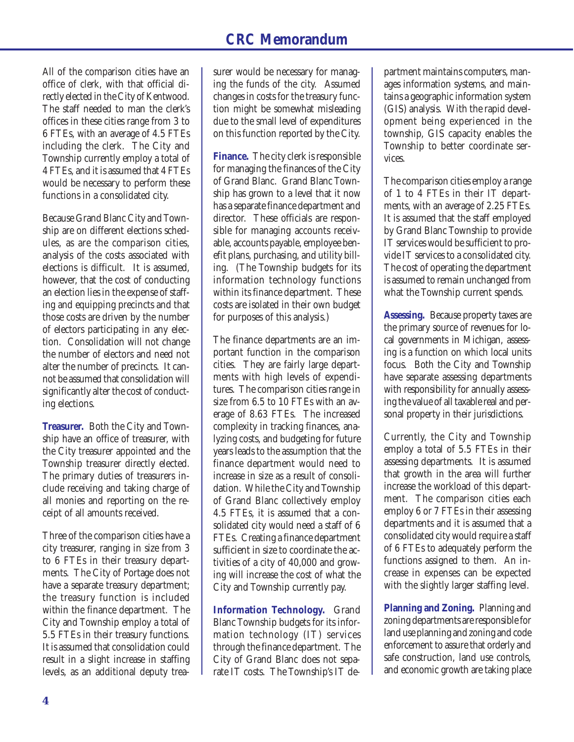All of the comparison cities have an office of clerk, with that official directly elected in the City of Kentwood. The staff needed to man the clerk's offices in these cities range from 3 to 6 FTEs, with an average of 4.5 FTEs including the clerk. The City and Township currently employ a total of 4 FTEs, and it is assumed that 4 FTEs would be necessary to perform these functions in a consolidated city.

Because Grand Blanc City and Township are on different elections schedules, as are the comparison cities, analysis of the costs associated with elections is difficult. It is assumed, however, that the cost of conducting an election lies in the expense of staffing and equipping precincts and that those costs are driven by the number of electors participating in any election. Consolidation will not change the number of electors and need not alter the number of precincts. It cannot be assumed that consolidation will significantly alter the cost of conducting elections.

**Treasurer.** Both the City and Township have an office of treasurer, with the City treasurer appointed and the Township treasurer directly elected. The primary duties of treasurers include receiving and taking charge of all monies and reporting on the receipt of all amounts received.

Three of the comparison cities have a city treasurer, ranging in size from 3 to 6 FTEs in their treasury departments. The City of Portage does not have a separate treasury department; the treasury function is included within the finance department. The City and Township employ a total of 5.5 FTEs in their treasury functions. It is assumed that consolidation could result in a slight increase in staffing levels, as an additional deputy treasurer would be necessary for managing the funds of the city. Assumed changes in costs for the treasury function might be somewhat misleading due to the small level of expenditures on this function reported by the City.

**Finance.** The city clerk is responsible for managing the finances of the City of Grand Blanc. Grand Blanc Township has grown to a level that it now has a separate finance department and director. These officials are responsible for managing accounts receivable, accounts payable, employee benefit plans, purchasing, and utility billing. (The Township budgets for its information technology functions within its finance department. These costs are isolated in their own budget for purposes of this analysis.)

The finance departments are an important function in the comparison cities. They are fairly large departments with high levels of expenditures. The comparison cities range in size from 6.5 to 10 FTEs with an average of 8.63 FTEs. The increased complexity in tracking finances, analyzing costs, and budgeting for future years leads to the assumption that the finance department would need to increase in size as a result of consolidation. While the City and Township of Grand Blanc collectively employ 4.5 FTEs, it is assumed that a consolidated city would need a staff of 6 FTEs. Creating a finance department sufficient in size to coordinate the activities of a city of 40,000 and growing will increase the cost of what the City and Township currently pay.

**Information Technology.** Grand Blanc Township budgets for its information technology (IT) services through the finance department. The City of Grand Blanc does not separate IT costs. The Township's IT department maintains computers, manages information systems, and maintains a geographic information system (GIS) analysis. With the rapid development being experienced in the township, GIS capacity enables the Township to better coordinate services.

The comparison cities employ a range of 1 to 4 FTEs in their IT departments, with an average of 2.25 FTEs. It is assumed that the staff employed by Grand Blanc Township to provide IT services would be sufficient to provide IT services to a consolidated city. The cost of operating the department is assumed to remain unchanged from what the Township current spends.

**Assessing.** Because property taxes are the primary source of revenues for local governments in Michigan, assessing is a function on which local units focus. Both the City and Township have separate assessing departments with responsibility for annually assessing the value of all taxable real and personal property in their jurisdictions.

Currently, the City and Township employ a total of 5.5 FTEs in their assessing departments. It is assumed that growth in the area will further increase the workload of this department. The comparison cities each employ 6 or 7 FTEs in their assessing departments and it is assumed that a consolidated city would require a staff of 6 FTEs to adequately perform the functions assigned to them. An increase in expenses can be expected with the slightly larger staffing level.

**Planning and Zoning.** Planning and zoning departments are responsible for land use planning and zoning and code enforcement to assure that orderly and safe construction, land use controls, and economic growth are taking place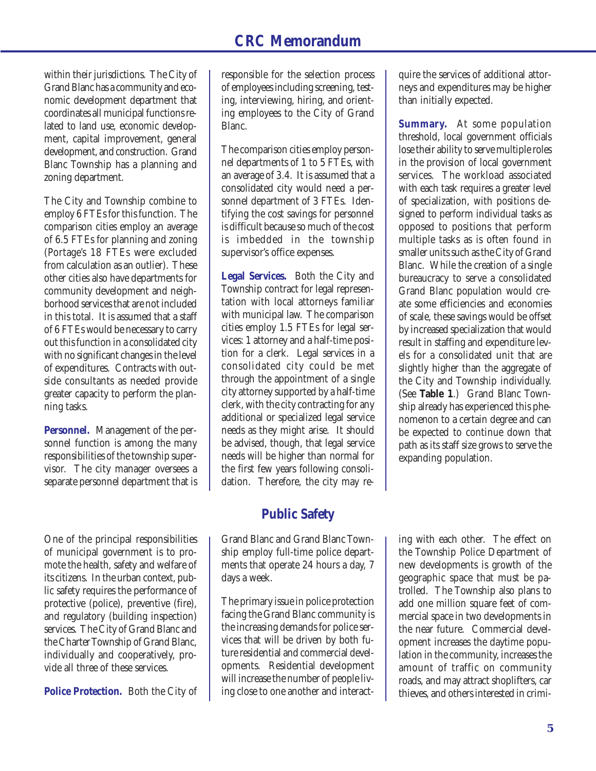within their jurisdictions. The City of Grand Blanc has a community and economic development department that coordinates all municipal functions related to land use, economic development, capital improvement, general development, and construction. Grand Blanc Township has a planning and zoning department.

The City and Township combine to employ 6 FTEs for this function. The comparison cities employ an average of 6.5 FTEs for planning and zoning (Portage's 18 FTEs were excluded from calculation as an outlier). These other cities also have departments for community development and neighborhood services that are not included in this total. It is assumed that a staff of 6 FTEs would be necessary to carry out this function in a consolidated city with no significant changes in the level of expenditures. Contracts with outside consultants as needed provide greater capacity to perform the planning tasks.

**Personnel.** Management of the personnel function is among the many responsibilities of the township supervisor. The city manager oversees a separate personnel department that is responsible for the selection process of employees including screening, testing, interviewing, hiring, and orienting employees to the City of Grand Blanc.

The comparison cities employ personnel departments of 1 to 5 FTEs, with an average of 3.4. It is assumed that a consolidated city would need a personnel department of 3 FTEs. Identifying the cost savings for personnel is difficult because so much of the cost is imbedded in the township supervisor's office expenses.

**Legal Services.** Both the City and Township contract for legal representation with local attorneys familiar with municipal law. The comparison cities employ 1.5 FTEs for legal services: 1 attorney and a half-time position for a clerk. Legal services in a consolidated city could be met through the appointment of a single city attorney supported by a half-time clerk, with the city contracting for any additional or specialized legal service needs as they might arise. It should be advised, though, that legal service needs will be higher than normal for the first few years following consolidation. Therefore, the city may require the services of additional attorneys and expenditures may be higher than initially expected.

**Summary.** At some population threshold, local government officials lose their ability to serve multiple roles in the provision of local government services. The workload associated with each task requires a greater level of specialization, with positions designed to perform individual tasks as opposed to positions that perform multiple tasks as is often found in smaller units such as the City of Grand Blanc. While the creation of a single bureaucracy to serve a consolidated Grand Blanc population would create some efficiencies and economies of scale, these savings would be offset by increased specialization that would result in staffing and expenditure levels for a consolidated unit that are slightly higher than the aggregate of the City and Township individually. (See **Table 1**.) Grand Blanc Township already has experienced this phenomenon to a certain degree and can be expected to continue down that path as its staff size grows to serve the expanding population.

## Public Safety

One of the principal responsibilities of municipal government is to promote the health, safety and welfare of its citizens. In the urban context, public safety requires the performance of protective (police), preventive (fire), and regulatory (building inspection) services. The City of Grand Blanc and the Charter Township of Grand Blanc, individually and cooperatively, provide all three of these services.

**Police Protection.** Both the City of Grand Blanc and Grand Blanc Township employ full-time police departments that operate 24 hours a day, 7 days a week.

The primary issue in police protection facing the Grand Blanc community is the increasing demands for police services that will be driven by both future residential and commercial developments. Residential development will increase the number of people living close to one another and interacting with each other. The effect on the Township Police Department of new developments is growth of the geographic space that must be patrolled. The Township also plans to add one million square feet of commercial space in two developments in the near future. Commercial development increases the daytime population in the community, increases the amount of traffic on community roads, and may attract shoplifters, car thieves, and others interested in crimi-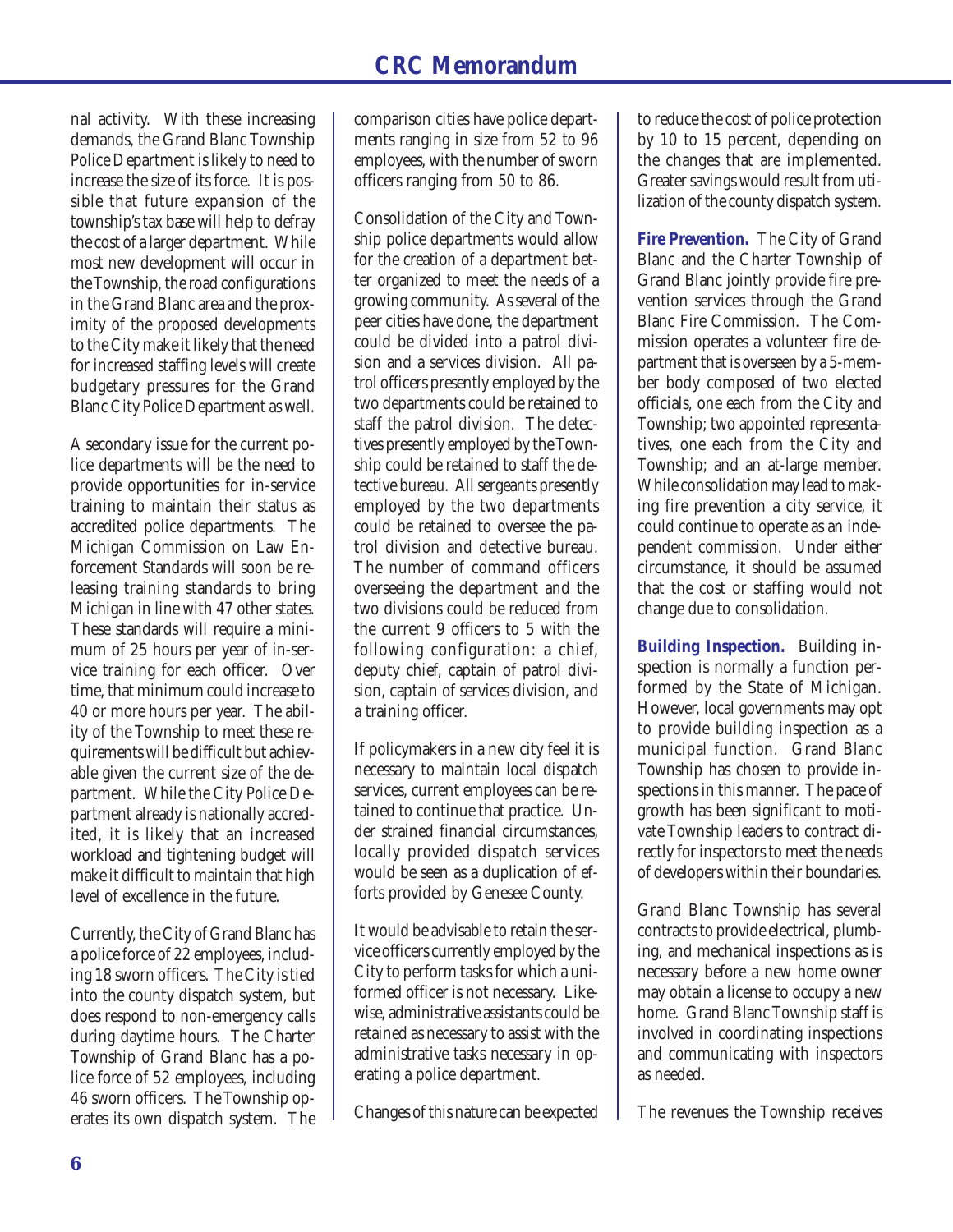nal activity. With these increasing demands, the Grand Blanc Township Police Department is likely to need to increase the size of its force. It is possible that future expansion of the township's tax base will help to defray the cost of a larger department. While most new development will occur in the Township, the road configurations in the Grand Blanc area and the proximity of the proposed developments to the City make it likely that the need for increased staffing levels will create budgetary pressures for the Grand Blanc City Police Department as well.

A secondary issue for the current police departments will be the need to provide opportunities for in-service training to maintain their status as accredited police departments. The Michigan Commission on Law Enforcement Standards will soon be releasing training standards to bring Michigan in line with 47 other states. These standards will require a minimum of 25 hours per year of in-service training for each officer. Over time, that minimum could increase to 40 or more hours per year. The ability of the Township to meet these requirements will be difficult but achievable given the current size of the department. While the City Police Department already is nationally accredited, it is likely that an increased workload and tightening budget will make it difficult to maintain that high level of excellence in the future.

Currently, the City of Grand Blanc has a police force of 22 employees, including 18 sworn officers. The City is tied into the county dispatch system, but does respond to non-emergency calls during daytime hours. The Charter Township of Grand Blanc has a police force of 52 employees, including 46 sworn officers. The Township operates its own dispatch system. The comparison cities have police departments ranging in size from 52 to 96 employees, with the number of sworn officers ranging from 50 to 86.

Consolidation of the City and Township police departments would allow for the creation of a department better organized to meet the needs of a growing community. As several of the peer cities have done, the department could be divided into a patrol division and a services division. All patrol officers presently employed by the two departments could be retained to staff the patrol division. The detectives presently employed by the Township could be retained to staff the detective bureau. All sergeants presently employed by the two departments could be retained to oversee the patrol division and detective bureau. The number of command officers overseeing the department and the two divisions could be reduced from the current 9 officers to 5 with the following configuration: a chief, deputy chief, captain of patrol division, captain of services division, and a training officer.

If policymakers in a new city feel it is necessary to maintain local dispatch services, current employees can be retained to continue that practice. Under strained financial circumstances, locally provided dispatch services would be seen as a duplication of efforts provided by Genesee County.

It would be advisable to retain the service officers currently employed by the City to perform tasks for which a uniformed officer is not necessary. Likewise, administrative assistants could be retained as necessary to assist with the administrative tasks necessary in operating a police department.

Changes of this nature can be expected to reduce the cost of police protection by 10 to 15 percent, depending on the changes that are implemented. Greater savings would result from utilization of the county dispatch system.

**Fire Prevention.** The City of Grand Blanc and the Charter Township of Grand Blanc jointly provide fire prevention services through the Grand Blanc Fire Commission. The Commission operates a volunteer fire department that is overseen by a 5-member body composed of two elected officials, one each from the City and Township; two appointed representatives, one each from the City and Township; and an at-large member. While consolidation may lead to making fire prevention a city service, it could continue to operate as an independent commission. Under either circumstance, it should be assumed that the cost or staffing would not change due to consolidation.

**Building Inspection.** Building inspection is normally a function performed by the State of Michigan. However, local governments may opt to provide building inspection as a municipal function. Grand Blanc Township has chosen to provide inspections in this manner. The pace of growth has been significant to motivate Township leaders to contract directly for inspectors to meet the needs of developers within their boundaries.

Grand Blanc Township has several contracts to provide electrical, plumbing, and mechanical inspections as is necessary before a new home owner may obtain a license to occupy a new home. Grand Blanc Township staff is involved in coordinating inspections and communicating with inspectors as needed.

The revenues the Township receives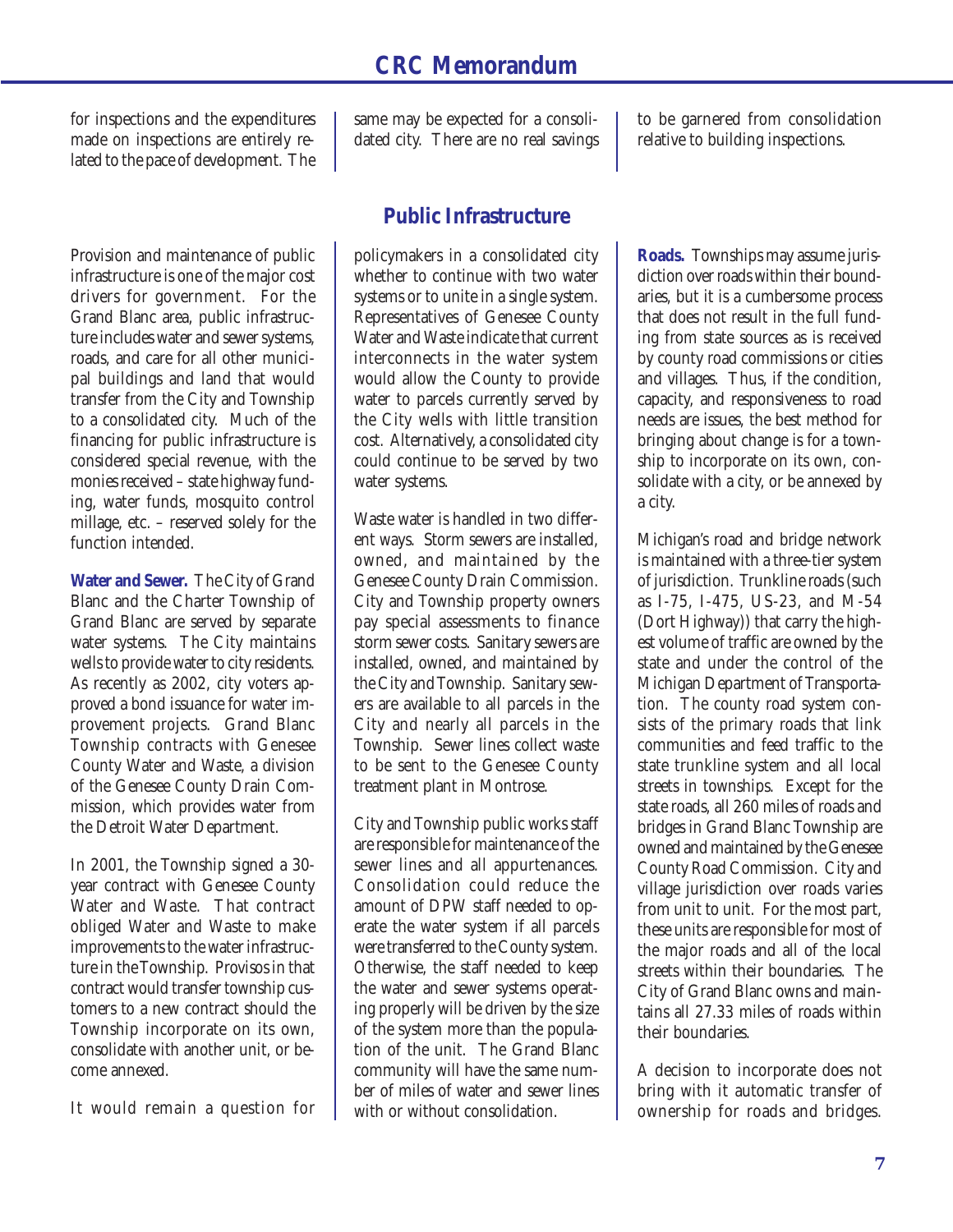for inspections and the expenditures made on inspections are entirely related to the pace of development. The same may be expected for a consolidated city. There are no real savings to be garnered from consolidation relative to building inspections.

## Public Infrastructure

Provision and maintenance of public infrastructure is one of the major cost drivers for government. For the Grand Blanc area, public infrastructure includes water and sewer systems, roads, and care for all other municipal buildings and land that would transfer from the City and Township to a consolidated city. Much of the financing for public infrastructure is considered special revenue, with the monies received – state highway funding, water funds, mosquito control millage, etc. – reserved solely for the function intended.

**Water and Sewer.** The City of Grand Blanc and the Charter Township of Grand Blanc are served by separate water systems. The City maintains wells to provide water to city residents. As recently as 2002, city voters approved a bond issuance for water improvement projects. Grand Blanc Township contracts with Genesee County Water and Waste, a division of the Genesee County Drain Commission, which provides water from the Detroit Water Department.

In 2001, the Township signed a 30-year contract with Genesee County Water and Waste. That contract obliged Water and Waste to make improvements to the water infrastructure in the Township. Provisos in that contract would transfer township customers to a new contract should the Township incorporate on its own, consolidate with another unit, or become annexed.

It would remain a question for policymakers in a consolidated city whether to continue with two water systems or to unite in a single system. Representatives of Genesee County Water and Waste indicate that current interconnects in the water system would allow the County to provide water to parcels currently served by the City wells with little transition cost. Alternatively, a consolidated city could continue to be served by two water systems.

Waste water is handled in two different ways. Storm sewers are installed, owned, and maintained by the Genesee County Drain Commission. City and Township property owners pay special assessments to finance storm sewer costs. Sanitary sewers are installed, owned, and maintained by the City and Township. Sanitary sewers are available to all parcels in the City and nearly all parcels in the Township. Sewer lines collect waste to be sent to the Genesee County treatment plant in Montrose.

City and Township public works staff are responsible for maintenance of the sewer lines and all appurtenances. Consolidation could reduce the amount of DPW staff needed to operate the water system if all parcels were transferred to the County system. Otherwise, the staff needed to keep the water and sewer systems operating properly will be driven by the size of the system more than the population of the unit. The Grand Blanc community will have the same number of miles of water and sewer lines with or without consolidation.

**Roads.** Townships may assume jurisdiction over roads within their boundaries, but it is a cumbersome process that does not result in the full funding from state sources as is received by county road commissions or cities and villages. Thus, if the condition, capacity, and responsiveness to road needs are issues, the best method for bringing about change is for a township to incorporate on its own, consolidate with a city, or be annexed by a city.

Michigan's road and bridge network is maintained with a three-tier system of jurisdiction. Trunkline roads (such as I-75, I-475, US-23, and M-54 (Dort Highway)) that carry the highest volume of traffic are owned by the state and under the control of the Michigan Department of Transportation. The county road system consists of the primary roads that link communities and feed traffic to the state trunkline system and all local streets in townships. Except for the state roads, all 260 miles of roads and bridges in Grand Blanc Township are owned and maintained by the Genesee County Road Commission. City and village jurisdiction over roads varies from unit to unit. For the most part, these units are responsible for most of the major roads and all of the local streets within their boundaries. The City of Grand Blanc owns and maintains all 27.33 miles of roads within their boundaries.

A decision to incorporate does not bring with it automatic transfer of ownership for roads and bridges.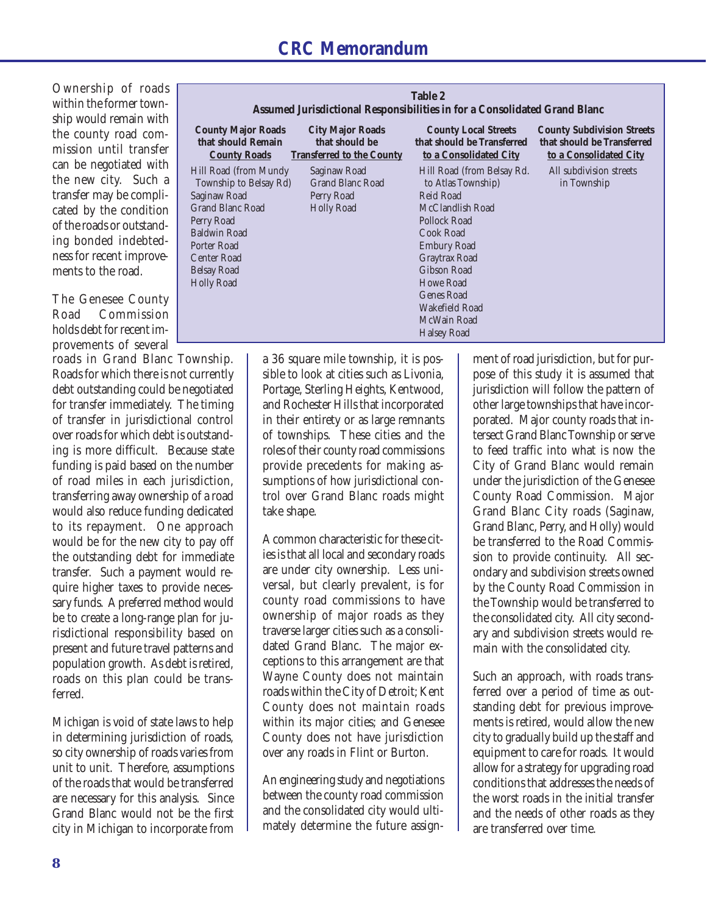Ownership of roads within the former township would remain with the county road commission until transfer can be negotiated with the new city. Such a transfer may be complicated by the condition of the roads or outstanding bonded indebtedness for recent improvements to the road.

**Table 2**
**Assumed Jurisdictional Responsibilities in for a Consolidated Grand Blanc**

| County Major Roads that should Remain County Roads | City Major Roads that should be Transferred to the County | County Local Streets that should be Transferred to a Consolidated City | County Subdivision Streets that should be Transferred to a Consolidated City |
|---|---|---|---|
| Hill Road (from Mundy Township to Belsay Rd) | Saginaw Road | Hill Road (from Belsay Rd. to Atlas Township) | All subdivision streets in Township |
| Saginaw Road | Grand Blanc Road | Reid Road | |
| Grand Blanc Road | Perry Road | McClandlish Road | |
| Perry Road | Holly Road | Pollock Road | |
| Baldwin Road | | Cook Road | |
| Porter Road | | Embury Road | |
| Center Road | | Graytrax Road | |
| Belsay Road | | Gibson Road | |
| Holly Road | | Howe Road | |
| | | Genes Road | |
| | | Wakefield Road | |
| | | McWain Road | |
| | | Halsey Road | |

The Genesee County Road Commission holds debt for recent improvements of several roads in Grand Blanc Township. Roads for which there is not currently debt outstanding could be negotiated for transfer immediately. The timing of transfer in jurisdictional control over roads for which debt is outstanding is more difficult. Because state funding is paid based on the number of road miles in each jurisdiction, transferring away ownership of a road would also reduce funding dedicated to its repayment. One approach would be for the new city to pay off the outstanding debt for immediate transfer. Such a payment would require higher taxes to provide necessary funds. A preferred method would be to create a long-range plan for jurisdictional responsibility based on present and future travel patterns and population growth. As debt is retired, roads on this plan could be transferred.

Michigan is void of state laws to help in determining jurisdiction of roads, so city ownership of roads varies from unit to unit. Therefore, assumptions of the roads that would be transferred are necessary for this analysis. Since Grand Blanc would not be the first city in Michigan to incorporate from a 36 square mile township, it is possible to look at cities such as Livonia, Portage, Sterling Heights, Kentwood, and Rochester Hills that incorporated in their entirety or as large remnants of townships. These cities and the roles of their county road commissions provide precedents for making assumptions of how jurisdictional control over Grand Blanc roads might take shape.

A common characteristic for these cities is that all local and secondary roads are under city ownership. Less universal, but clearly prevalent, is for county road commissions to have ownership of major roads as they traverse larger cities such as a consolidated Grand Blanc. The major exceptions to this arrangement are that Wayne County does not maintain roads within the City of Detroit; Kent County does not maintain roads within its major cities; and Genesee County does not have jurisdiction over any roads in Flint or Burton.

An engineering study and negotiations between the county road commission and the consolidated city would ultimately determine the future assignment of road jurisdiction, but for purpose of this study it is assumed that jurisdiction will follow the pattern of other large townships that have incorporated. Major county roads that intersect Grand Blanc Township or serve to feed traffic into what is now the City of Grand Blanc would remain under the jurisdiction of the Genesee County Road Commission. Major Grand Blanc City roads (Saginaw, Grand Blanc, Perry, and Holly) would be transferred to the Road Commission to provide continuity. All secondary and subdivision streets owned by the County Road Commission in the Township would be transferred to the consolidated city. All city secondary and subdivision streets would remain with the consolidated city.

Such an approach, with roads transferred over a period of time as outstanding debt for previous improvements is retired, would allow the new city to gradually build up the staff and equipment to care for roads. It would allow for a strategy for upgrading road conditions that addresses the needs of the worst roads in the initial transfer and the needs of other roads as they are transferred over time.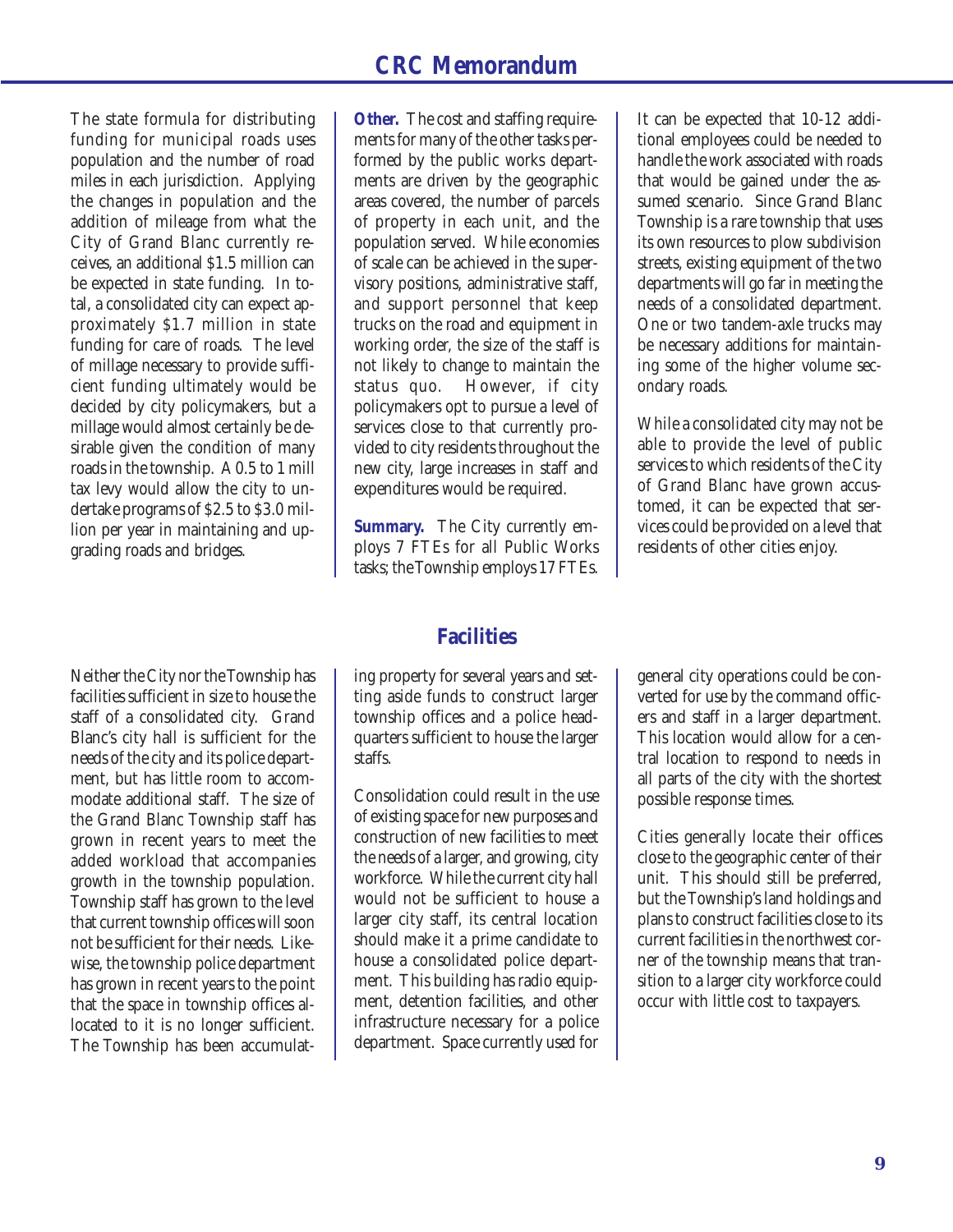The state formula for distributing funding for municipal roads uses population and the number of road miles in each jurisdiction. Applying the changes in population and the addition of mileage from what the City of Grand Blanc currently receives, an additional $1.5 million can be expected in state funding. In total, a consolidated city can expect approximately $1.7 million in state funding for care of roads. The level of millage necessary to provide sufficient funding ultimately would be decided by city policymakers, but a millage would almost certainly be desirable given the condition of many roads in the township. A 0.5 to 1 mill tax levy would allow the city to undertake programs of $2.5 to $3.0 million per year in maintaining and upgrading roads and bridges.

**Other.** The cost and staffing requirements for many of the other tasks performed by the public works departments are driven by the geographic areas covered, the number of parcels of property in each unit, and the population served. While economies of scale can be achieved in the supervisory positions, administrative staff, and support personnel that keep trucks on the road and equipment in working order, the size of the staff is not likely to change to maintain the status quo. However, if city policymakers opt to pursue a level of services close to that currently provided to city residents throughout the new city, large increases in staff and expenditures would be required.

**Summary.** The City currently employs 7 FTEs for all Public Works tasks; the Township employs 17 FTEs. It can be expected that 10-12 additional employees could be needed to handle the work associated with roads that would be gained under the assumed scenario. Since Grand Blanc Township is a rare township that uses its own resources to plow subdivision streets, existing equipment of the two departments will go far in meeting the needs of a consolidated department. One or two tandem-axle trucks may be necessary additions for maintaining some of the higher volume secondary roads.

While a consolidated city may not be able to provide the level of public services to which residents of the City of Grand Blanc have grown accustomed, it can be expected that services could be provided on a level that residents of other cities enjoy.

## Facilities

Neither the City nor the Township has facilities sufficient in size to house the staff of a consolidated city. Grand Blanc's city hall is sufficient for the needs of the city and its police department, but has little room to accommodate additional staff. The size of the Grand Blanc Township staff has grown in recent years to meet the added workload that accompanies growth in the township population. Township staff has grown to the level that current township offices will soon not be sufficient for their needs. Likewise, the township police department has grown in recent years to the point that the space in township offices allocated to it is no longer sufficient. The Township has been accumulating property for several years and setting aside funds to construct larger township offices and a police headquarters sufficient to house the larger staffs.

Consolidation could result in the use of existing space for new purposes and construction of new facilities to meet the needs of a larger, and growing, city workforce. While the current city hall would not be sufficient to house a larger city staff, its central location should make it a prime candidate to house a consolidated police department. This building has radio equipment, detention facilities, and other infrastructure necessary for a police department. Space currently used for general city operations could be converted for use by the command officers and staff in a larger department. This location would allow for a central location to respond to needs in all parts of the city with the shortest possible response times.

Cities generally locate their offices close to the geographic center of their unit. This should still be preferred, but the Township's land holdings and plans to construct facilities close to its current facilities in the northwest corner of the township means that transition to a larger city workforce could occur with little cost to taxpayers.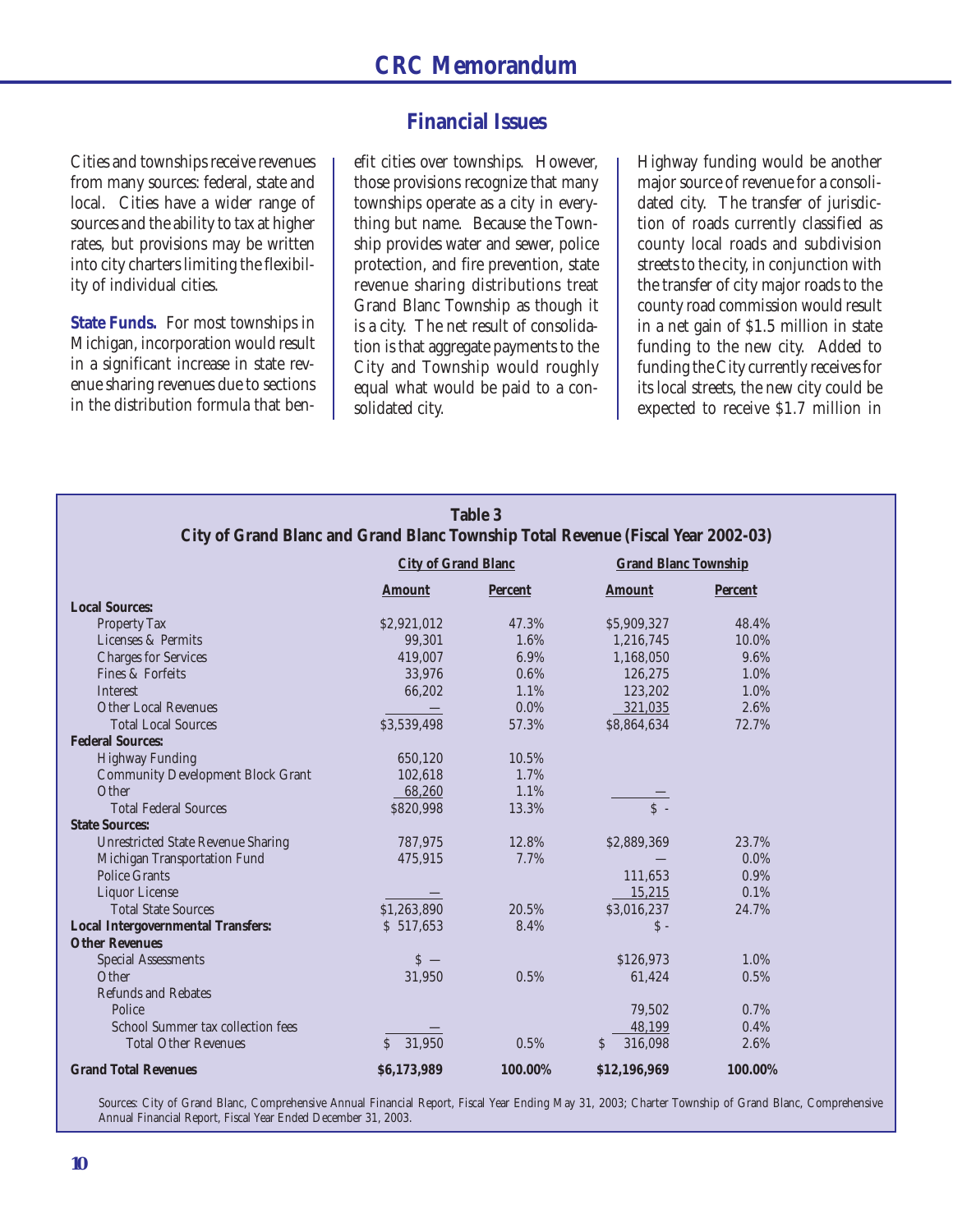## Financial Issues

Cities and townships receive revenues from many sources: federal, state and local. Cities have a wider range of sources and the ability to tax at higher rates, but provisions may be written into city charters limiting the flexibility of individual cities.

**State Funds.** For most townships in Michigan, incorporation would result in a significant increase in state revenue sharing revenues due to sections in the distribution formula that benefit cities over townships. However, those provisions recognize that many townships operate as a city in everything but name. Because the Township provides water and sewer, police protection, and fire prevention, state revenue sharing distributions treat Grand Blanc Township as though it is a city. The net result of consolidation is that aggregate payments to the City and Township would roughly equal what would be paid to a consolidated city.

Highway funding would be another major source of revenue for a consolidated city. The transfer of jurisdiction of roads currently classified as county local roads and subdivision streets to the city, in conjunction with the transfer of city major roads to the county road commission would result in a net gain of $1.5 million in state funding to the new city. Added to funding the City currently receives for its local streets, the new city could be expected to receive $1.7 million in

**Table 3**
**City of Grand Blanc and Grand Blanc Township Total Revenue (Fiscal Year 2002-03)**

| | City of Grand Blanc | | Grand Blanc Township | |
|---|---|---|---|---|
| | **Amount** | **Percent** | **Amount** | **Percent** |
| **Local Sources:** | | | | |
| Property Tax | $2,921,012 | 47.3% | $5,909,327 | 48.4% |
| Licenses & Permits | 99,301 | 1.6% | 1,216,745 | 10.0% |
| Charges for Services | 419,007 | 6.9% | 1,168,050 | 9.6% |
| Fines & Forfeits | 33,976 | 0.6% | 126,275 | 1.0% |
| Interest | 66,202 | 1.1% | 123,202 | 1.0% |
| Other Local Revenues | — | 0.0% | 321,035 | 2.6% |
| Total Local Sources | $3,539,498 | 57.3% | $8,864,634 | 72.7% |
| **Federal Sources:** | | | | |
| Highway Funding | 650,120 | 10.5% | | |
| Community Development Block Grant | 102,618 | 1.7% | | |
| Other | 68,260 | 1.1% | — | |
| Total Federal Sources | $820,998 | 13.3% | $ - | |
| **State Sources:** | | | | |
| Unrestricted State Revenue Sharing | 787,975 | 12.8% | $2,889,369 | 23.7% |
| Michigan Transportation Fund | 475,915 | 7.7% | — | 0.0% |
| Police Grants | | | 111,653 | 0.9% |
| Liquor License | — | | 15,215 | 0.1% |
| Total State Sources | $1,263,890 | 20.5% | $3,016,237 | 24.7% |
| **Local Intergovernmental Transfers:** | $ 517,653 | 8.4% | $ - | |
| **Other Revenues** | | | | |
| Special Assessments | $ — | | $126,973 | 1.0% |
| Other | 31,950 | 0.5% | 61,424 | 0.5% |
| Refunds and Rebates | | | | |
| Police | | | 79,502 | 0.7% |
| School Summer tax collection fees | — | | 48,199 | 0.4% |
| Total Other Revenues | $ 31,950 | 0.5% | $ 316,098 | 2.6% |
| **Grand Total Revenues** | **$6,173,989** | **100.00%** | **$12,196,969** | **100.00%** |

Sources: City of Grand Blanc, Comprehensive Annual Financial Report, Fiscal Year Ending May 31, 2003; Charter Township of Grand Blanc, Comprehensive Annual Financial Report, Fiscal Year Ended December 31, 2003.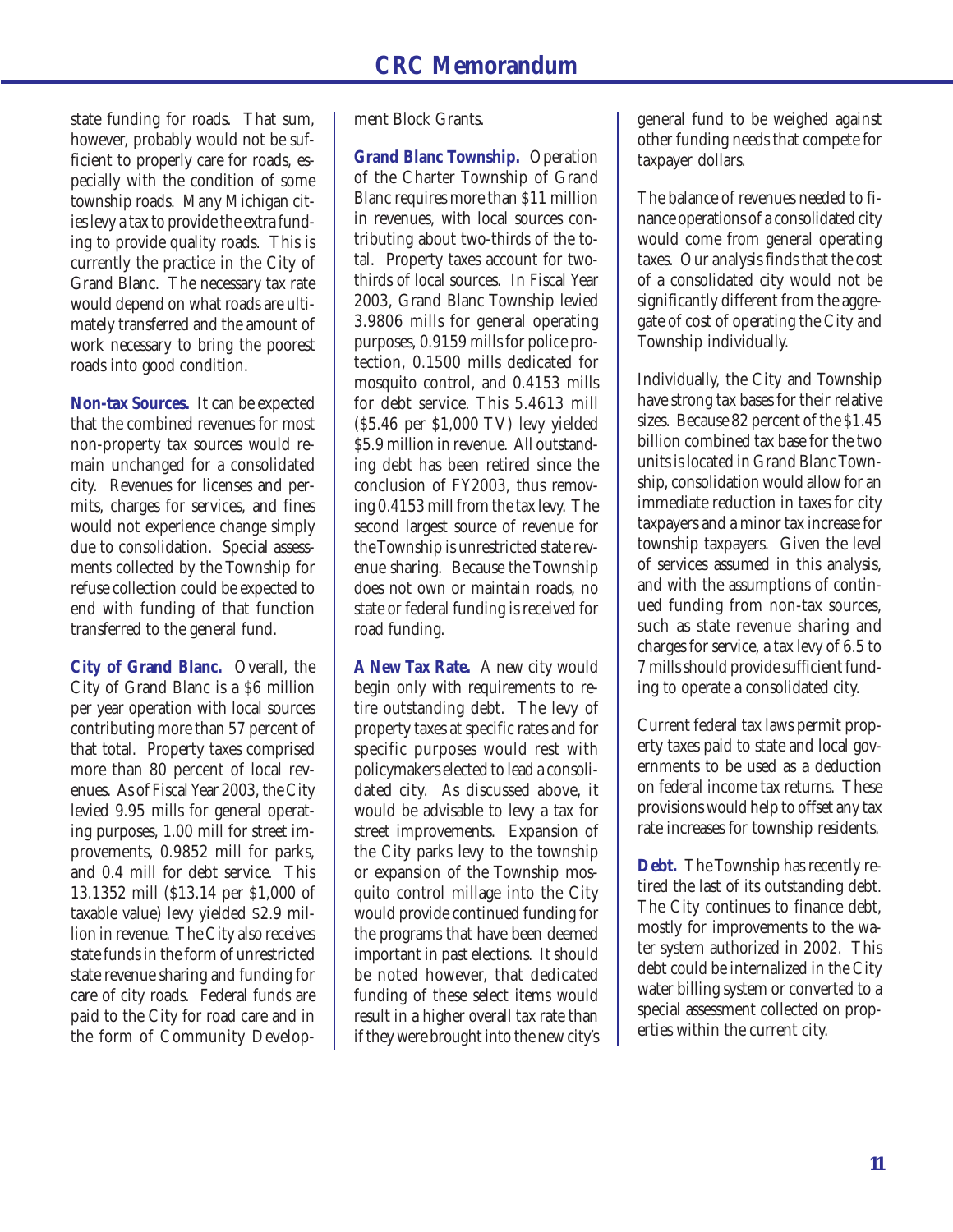state funding for roads. That sum, however, probably would not be sufficient to properly care for roads, especially with the condition of some township roads. Many Michigan cities levy a tax to provide the extra funding to provide quality roads. This is currently the practice in the City of Grand Blanc. The necessary tax rate would depend on what roads are ultimately transferred and the amount of work necessary to bring the poorest roads into good condition.

**Non-tax Sources.** It can be expected that the combined revenues for most non-property tax sources would remain unchanged for a consolidated city. Revenues for licenses and permits, charges for services, and fines would not experience change simply due to consolidation. Special assessments collected by the Township for refuse collection could be expected to end with funding of that function transferred to the general fund.

**City of Grand Blanc.** Overall, the City of Grand Blanc is a $6 million per year operation with local sources contributing more than 57 percent of that total. Property taxes comprised more than 80 percent of local revenues. As of Fiscal Year 2003, the City levied 9.95 mills for general operating purposes, 1.00 mill for street improvements, 0.9852 mill for parks, and 0.4 mill for debt service. This 13.1352 mill ($13.14 per $1,000 of taxable value) levy yielded $2.9 million in revenue. The City also receives state funds in the form of unrestricted state revenue sharing and funding for care of city roads. Federal funds are paid to the City for road care and in the form of Community Development Block Grants.

**Grand Blanc Township.** Operation of the Charter Township of Grand Blanc requires more than $11 million in revenues, with local sources contributing about two-thirds of the total. Property taxes account for two-thirds of local sources. In Fiscal Year 2003, Grand Blanc Township levied 3.9806 mills for general operating purposes, 0.9159 mills for police protection, 0.1500 mills dedicated for mosquito control, and 0.4153 mills for debt service. This 5.4613 mill ($5.46 per $1,000 TV) levy yielded $5.9 million in revenue. All outstanding debt has been retired since the conclusion of FY2003, thus removing 0.4153 mill from the tax levy. The second largest source of revenue for the Township is unrestricted state revenue sharing. Because the Township does not own or maintain roads, no state or federal funding is received for road funding.

**A New Tax Rate.** A new city would begin only with requirements to retire outstanding debt. The levy of property taxes at specific rates and for specific purposes would rest with policymakers elected to lead a consolidated city. As discussed above, it would be advisable to levy a tax for street improvements. Expansion of the City parks levy to the township or expansion of the Township mosquito control millage into the City would provide continued funding for the programs that have been deemed important in past elections. It should be noted however, that dedicated funding of these select items would result in a higher overall tax rate than if they were brought into the new city's general fund to be weighed against other funding needs that compete for taxpayer dollars.

The balance of revenues needed to finance operations of a consolidated city would come from general operating taxes. Our analysis finds that the cost of a consolidated city would not be significantly different from the aggregate of cost of operating the City and Township individually.

Individually, the City and Township have strong tax bases for their relative sizes. Because 82 percent of the $1.45 billion combined tax base for the two units is located in Grand Blanc Township, consolidation would allow for an immediate reduction in taxes for city taxpayers and a minor tax increase for township taxpayers. Given the level of services assumed in this analysis, and with the assumptions of continued funding from non-tax sources, such as state revenue sharing and charges for service, a tax levy of 6.5 to 7 mills should provide sufficient funding to operate a consolidated city.

Current federal tax laws permit property taxes paid to state and local governments to be used as a deduction on federal income tax returns. These provisions would help to offset any tax rate increases for township residents.

**Debt.** The Township has recently retired the last of its outstanding debt. The City continues to finance debt, mostly for improvements to the water system authorized in 2002. This debt could be internalized in the City water billing system or converted to a special assessment collected on properties within the current city.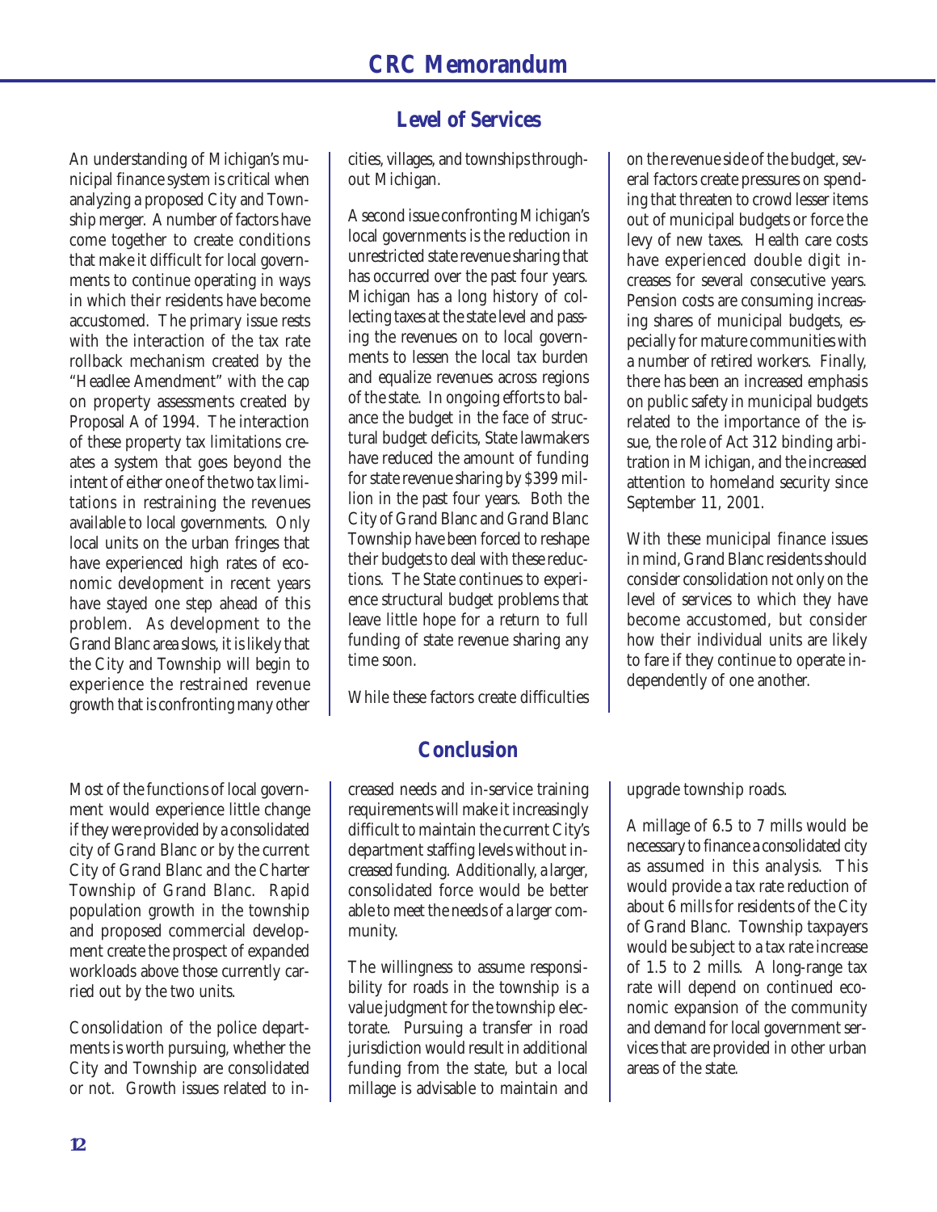## Level of Services

An understanding of Michigan's municipal finance system is critical when analyzing a proposed City and Township merger. A number of factors have come together to create conditions that make it difficult for local governments to continue operating in ways in which their residents have become accustomed. The primary issue rests with the interaction of the tax rate rollback mechanism created by the "Headlee Amendment" with the cap on property assessments created by Proposal A of 1994. The interaction of these property tax limitations creates a system that goes beyond the intent of either one of the two tax limitations in restraining the revenues available to local governments. Only local units on the urban fringes that have experienced high rates of economic development in recent years have stayed one step ahead of this problem. As development to the Grand Blanc area slows, it is likely that the City and Township will begin to experience the restrained revenue growth that is confronting many other cities, villages, and townships throughout Michigan.

A second issue confronting Michigan's local governments is the reduction in unrestricted state revenue sharing that has occurred over the past four years. Michigan has a long history of collecting taxes at the state level and passing the revenues on to local governments to lessen the local tax burden and equalize revenues across regions of the state. In ongoing efforts to balance the budget in the face of structural budget deficits, State lawmakers have reduced the amount of funding for state revenue sharing by $399 million in the past four years. Both the City of Grand Blanc and Grand Blanc Township have been forced to reshape their budgets to deal with these reductions. The State continues to experience structural budget problems that leave little hope for a return to full funding of state revenue sharing any time soon.

While these factors create difficulties on the revenue side of the budget, several factors create pressures on spending that threaten to crowd lesser items out of municipal budgets or force the levy of new taxes. Health care costs have experienced double digit increases for several consecutive years. Pension costs are consuming increasing shares of municipal budgets, especially for mature communities with a number of retired workers. Finally, there has been an increased emphasis on public safety in municipal budgets related to the importance of the issue, the role of Act 312 binding arbitration in Michigan, and the increased attention to homeland security since September 11, 2001.

With these municipal finance issues in mind, Grand Blanc residents should consider consolidation not only on the level of services to which they have become accustomed, but consider how their individual units are likely to fare if they continue to operate independently of one another.

## Conclusion

Most of the functions of local government would experience little change if they were provided by a consolidated city of Grand Blanc or by the current City of Grand Blanc and the Charter Township of Grand Blanc. Rapid population growth in the township and proposed commercial development create the prospect of expanded workloads above those currently carried out by the two units.

Consolidation of the police departments is worth pursuing, whether the City and Township are consolidated or not. Growth issues related to increased needs and in-service training requirements will make it increasingly difficult to maintain the current City's department staffing levels without increased funding. Additionally, a larger, consolidated force would be better able to meet the needs of a larger community.

The willingness to assume responsibility for roads in the township is a value judgment for the township electorate. Pursuing a transfer in road jurisdiction would result in additional funding from the state, but a local millage is advisable to maintain and upgrade township roads.

A millage of 6.5 to 7 mills would be necessary to finance a consolidated city as assumed in this analysis. This would provide a tax rate reduction of about 6 mills for residents of the City of Grand Blanc. Township taxpayers would be subject to a tax rate increase of 1.5 to 2 mills. A long-range tax rate will depend on continued economic expansion of the community and demand for local government services that are provided in other urban areas of the state.